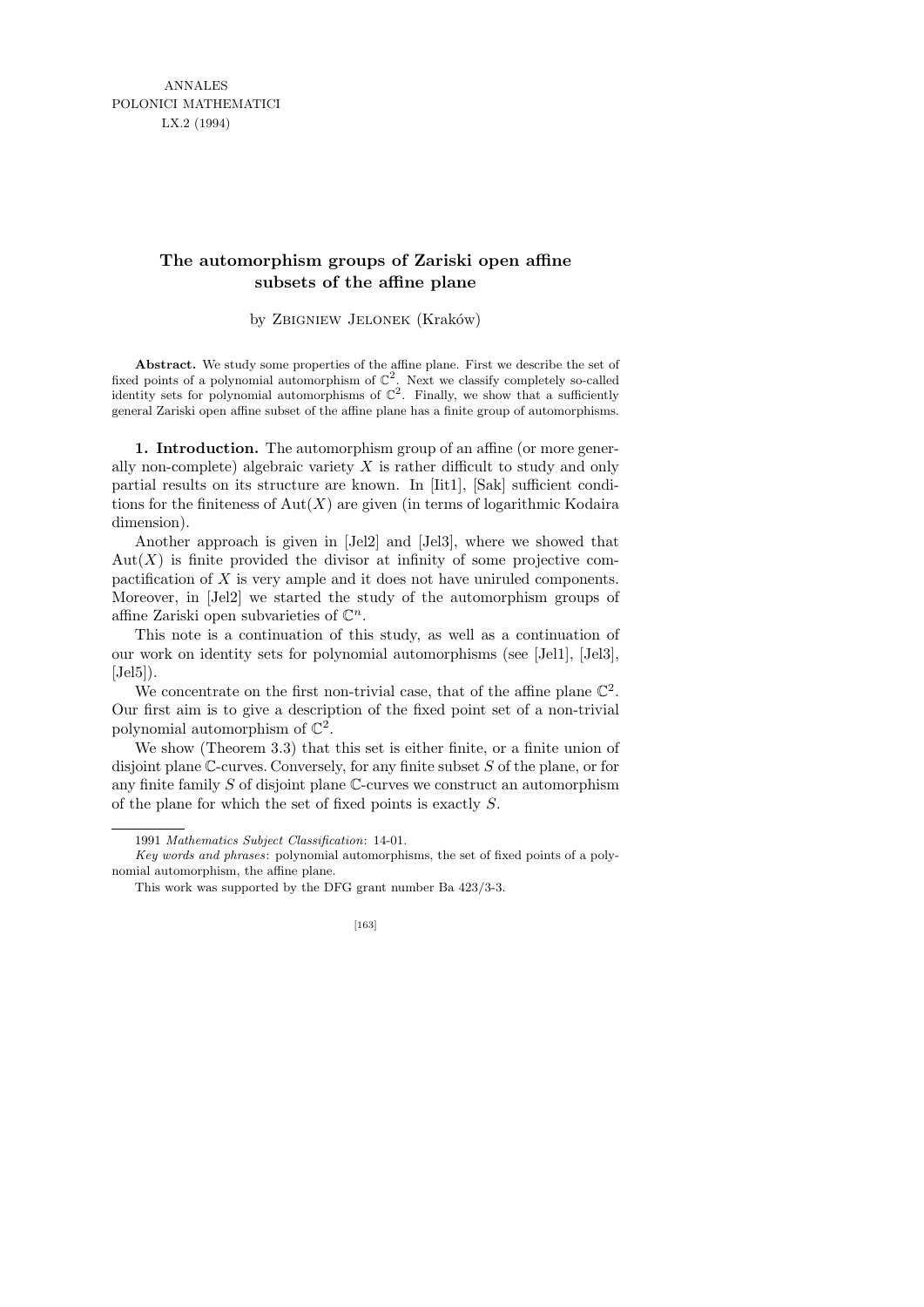# The automorphism groups of Zariski open affine subsets of the affine plane

by Zbigniew Jelonek (Kraków)

**Abstract.** We study some properties of the affine plane. First we describe the set of fixed points of a polynomial automorphism of $\mathbb{C}^2$. Next we classify completely so-called identity sets for polynomial automorphisms of $\mathbb{C}^2$. Finally, we show that a sufficiently general Zariski open affine subset of the affine plane has a finite group of automorphisms.

**1. Introduction.** The automorphism group of an affine (or more generally non-complete) algebraic variety $X$ is rather difficult to study and only partial results on its structure are known. In [Iit1], [Sak] sufficient conditions for the finiteness of $\mathrm{Aut}(X)$ are given (in terms of logarithmic Kodaira dimension).

Another approach is given in [Jel2] and [Jel3], where we showed that $\mathrm{Aut}(X)$ is finite provided the divisor at infinity of some projective compactification of $X$ is very ample and it does not have uniruled components. Moreover, in [Jel2] we started the study of the automorphism groups of affine Zariski open subvarieties of $\mathbb{C}^n$.

This note is a continuation of this study, as well as a continuation of our work on identity sets for polynomial automorphisms (see [Jel1], [Jel3], [Jel5]).

We concentrate on the first non-trivial case, that of the affine plane $\mathbb{C}^2$. Our first aim is to give a description of the fixed point set of a non-trivial polynomial automorphism of $\mathbb{C}^2$.

We show (Theorem 3.3) that this set is either finite, or a finite union of disjoint plane $\mathbb{C}$-curves. Conversely, for any finite subset $S$ of the plane, or for any finite family $S$ of disjoint plane $\mathbb{C}$-curves we construct an automorphism of the plane for which the set of fixed points is exactly $S$.

---

1991 *Mathematics Subject Classification*: 14-01.

*Key words and phrases*: polynomial automorphisms, the set of fixed points of a polynomial automorphism, the affine plane.

This work was supported by the DFG grant number Ba 423/3-3.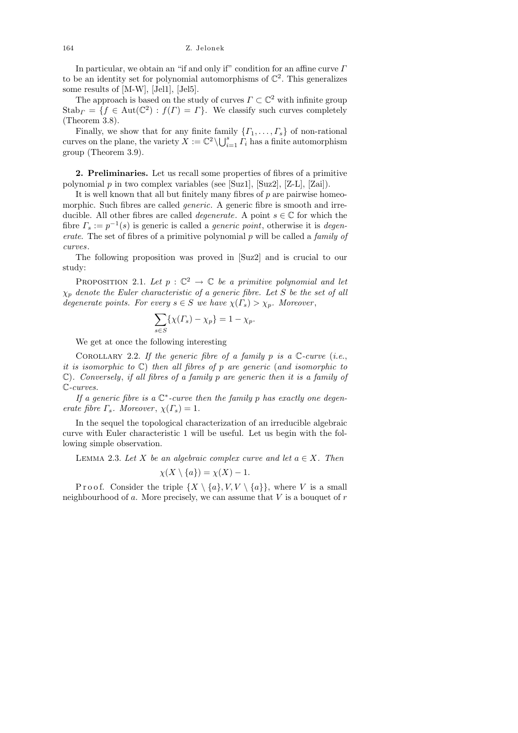In particular, we obtain an "if and only if" condition for an affine curve $\Gamma$ to be an identity set for polynomial automorphisms of $\mathbb{C}^2$. This generalizes some results of [M-W], [Jel1], [Jel5].

The approach is based on the study of curves $\Gamma \subset \mathbb{C}^2$ with infinite group $\mathrm{Stab}_\Gamma = \{f \in \mathrm{Aut}(\mathbb{C}^2) : f(\Gamma) = \Gamma\}$. We classify such curves completely (Theorem 3.8).

Finally, we show that for any finite family $\{\Gamma_1, \ldots, \Gamma_s\}$ of non-rational curves on the plane, the variety $X := \mathbb{C}^2 \setminus \bigcup_{i=1}^s \Gamma_i$ has a finite automorphism group (Theorem 3.9).

**2. Preliminaries.** Let us recall some properties of fibres of a primitive polynomial $p$ in two complex variables (see [Suz1], [Suz2], [Z-L], [Zai]).

It is well known that all but finitely many fibres of $p$ are pairwise homeomorphic. Such fibres are called *generic*. A generic fibre is smooth and irreducible. All other fibres are called *degenerate*. A point $s \in \mathbb{C}$ for which the fibre $\Gamma_s := p^{-1}(s)$ is generic is called a *generic point*, otherwise it is *degenerate*. The set of fibres of a primitive polynomial $p$ will be called a *family of curves*.

The following proposition was proved in [Suz2] and is crucial to our study:

Proposition 2.1. *Let $p : \mathbb{C}^2 \to \mathbb{C}$ be a primitive polynomial and let $\chi_p$ denote the Euler characteristic of a generic fibre. Let $S$ be the set of all degenerate points. For every $s \in S$ we have $\chi(\Gamma_s) > \chi_p$. Moreover*,

$$\sum_{s \in S} \{\chi(\Gamma_s) - \chi_p\} = 1 - \chi_p.$$

We get at once the following interesting

Corollary 2.2. *If the generic fibre of a family $p$ is a $\mathbb{C}$-curve* (*i.e.*, *it is isomorphic to $\mathbb{C}$*) *then all fibres of $p$ are generic* (*and isomorphic to $\mathbb{C}$*). *Conversely*, *if all fibres of a family $p$ are generic then it is a family of $\mathbb{C}$-curves.*

*If a generic fibre is a $\mathbb{C}^*$-curve then the family $p$ has exactly one degenerate fibre $\Gamma_s$. Moreover*, $\chi(\Gamma_s) = 1$.

In the sequel the topological characterization of an irreducible algebraic curve with Euler characteristic 1 will be useful. Let us begin with the following simple observation.

Lemma 2.3. *Let $X$ be an algebraic complex curve and let $a \in X$. Then*

$$\chi(X \setminus \{a\}) = \chi(X) - 1.$$

Proof. Consider the triple $\{X \setminus \{a\}, V, V \setminus \{a\}\}$, where $V$ is a small neighbourhood of $a$. More precisely, we can assume that $V$ is a bouquet of $r$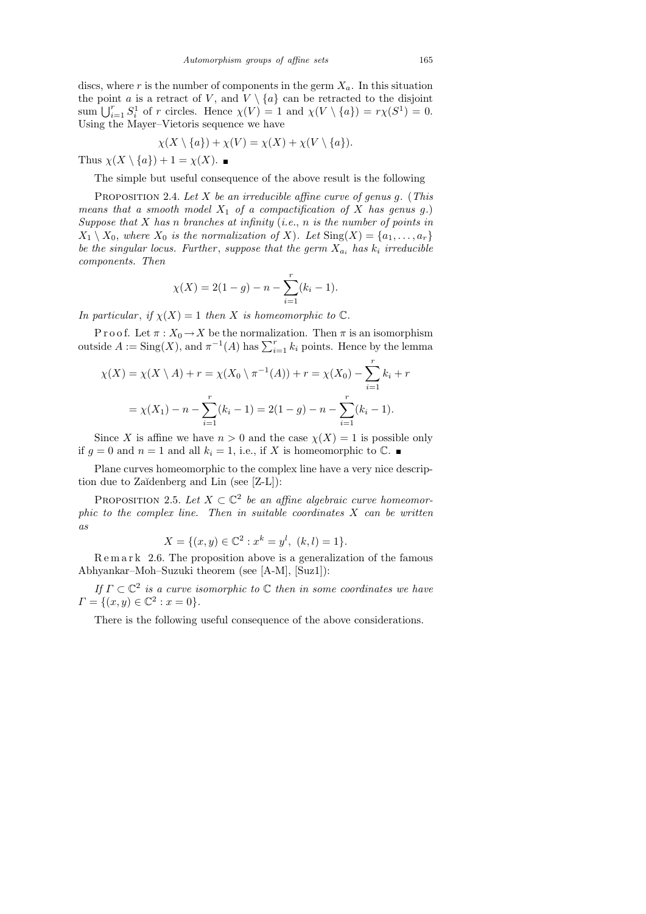discs, where $r$ is the number of components in the germ $X_a$. In this situation the point $a$ is a retract of $V$, and $V \setminus \{a\}$ can be retracted to the disjoint sum $\bigcup_{i=1}^r S_i^1$ of $r$ circles. Hence $\chi(V) = 1$ and $\chi(V \setminus \{a\}) = r\chi(S^1) = 0$. Using the Mayer–Vietoris sequence we have

$$\chi(X \setminus \{a\}) + \chi(V) = \chi(X) + \chi(V \setminus \{a\}).$$

Thus $\chi(X \setminus \{a\}) + 1 = \chi(X)$. ∎

The simple but useful consequence of the above result is the following

Proposition 2.4. *Let $X$ be an irreducible affine curve of genus $g$.* (*This means that a smooth model $X_1$ of a compactification of $X$ has genus $g$.*) *Suppose that $X$ has $n$ branches at infinity* (*i.e.*, *$n$ is the number of points in $X_1 \setminus X_0$, where $X_0$ is the normalization of $X$*). *Let $\mathrm{Sing}(X) = \{a_1, \ldots, a_r\}$ be the singular locus. Further*, *suppose that the germ $X_{a_i}$ has $k_i$ irreducible components. Then*

$$\chi(X) = 2(1-g) - n - \sum_{i=1}^r (k_i - 1).$$

*In particular*, *if $\chi(X) = 1$ then $X$ is homeomorphic to $\mathbb{C}$.*

Proof. Let $\pi : X_0 \to X$ be the normalization. Then $\pi$ is an isomorphism outside $A := \mathrm{Sing}(X)$, and $\pi^{-1}(A)$ has $\sum_{i=1}^r k_i$ points. Hence by the lemma

$$\chi(X) = \chi(X \setminus A) + r = \chi(X_0 \setminus \pi^{-1}(A)) + r = \chi(X_0) - \sum_{i=1}^r k_i + r$$

$$= \chi(X_1) - n - \sum_{i=1}^r (k_i - 1) = 2(1-g) - n - \sum_{i=1}^r (k_i - 1).$$

Since $X$ is affine we have $n > 0$ and the case $\chi(X) = 1$ is possible only if $g = 0$ and $n = 1$ and all $k_i = 1$, i.e., if $X$ is homeomorphic to $\mathbb{C}$. ∎

Plane curves homeomorphic to the complex line have a very nice description due to Zaĭdenberg and Lin (see [Z-L]):

Proposition 2.5. *Let $X \subset \mathbb{C}^2$ be an affine algebraic curve homeomorphic to the complex line. Then in suitable coordinates $X$ can be written as*

$$X = \{(x, y) \in \mathbb{C}^2 : x^k = y^l, \ (k, l) = 1\}.$$

Remark 2.6. The proposition above is a generalization of the famous Abhyankar–Moh–Suzuki theorem (see [A-M], [Suz1]):

*If $\Gamma \subset \mathbb{C}^2$ is a curve isomorphic to $\mathbb{C}$ then in some coordinates we have $\Gamma = \{(x, y) \in \mathbb{C}^2 : x = 0\}$.*

There is the following useful consequence of the above considerations.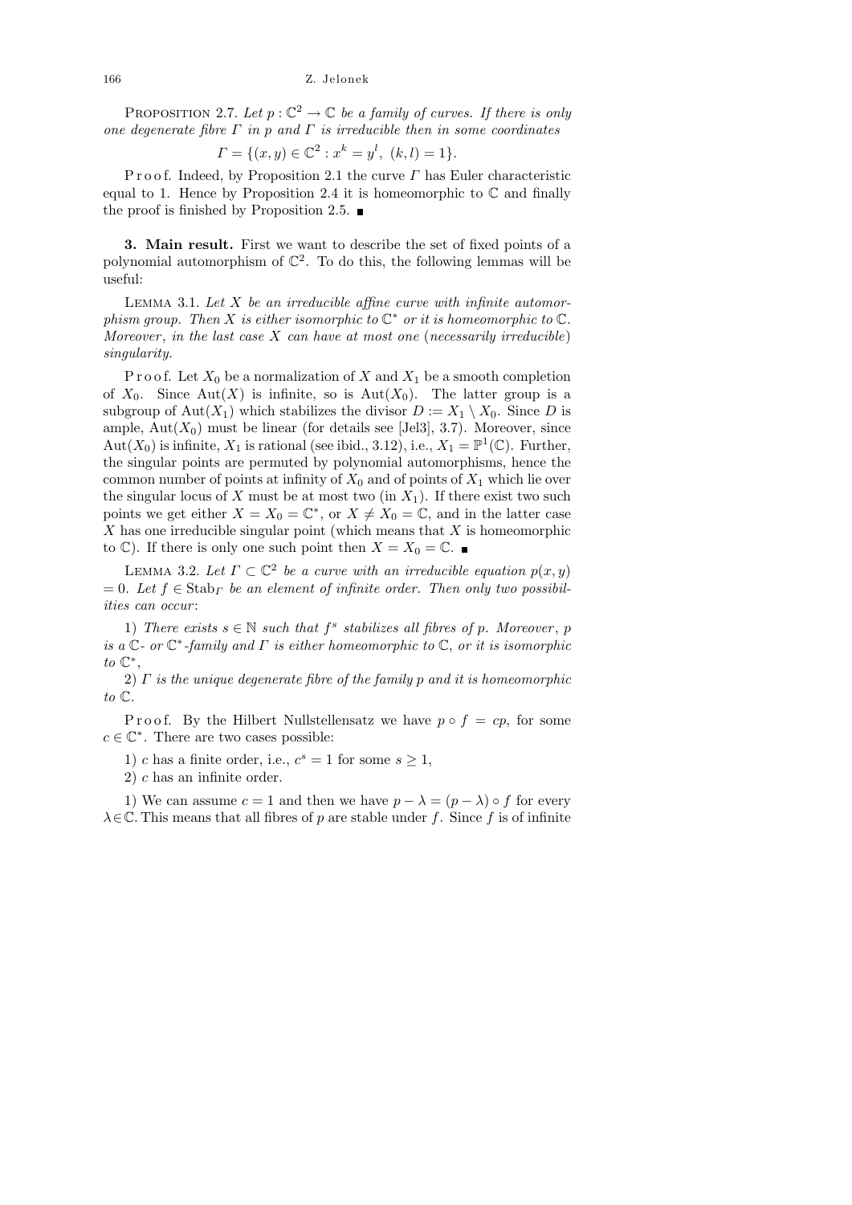Proposition 2.7. *Let $p : \mathbb{C}^2 \to \mathbb{C}$ be a family of curves. If there is only one degenerate fibre $\Gamma$ in $p$ and $\Gamma$ is irreducible then in some coordinates*

$$\Gamma = \{(x, y) \in \mathbb{C}^2 : x^k = y^l,\ (k, l) = 1\}.$$

Proof. Indeed, by Proposition 2.1 the curve $\Gamma$ has Euler characteristic equal to 1. Hence by Proposition 2.4 it is homeomorphic to $\mathbb{C}$ and finally the proof is finished by Proposition 2.5. ∎

## 3. Main result.

First we want to describe the set of fixed points of a polynomial automorphism of $\mathbb{C}^2$. To do this, the following lemmas will be useful:

Lemma 3.1. *Let $X$ be an irreducible affine curve with infinite automorphism group. Then $X$ is either isomorphic to $\mathbb{C}^*$ or it is homeomorphic to $\mathbb{C}$. Moreover, in the last case $X$ can have at most one (necessarily irreducible) singularity.*

Proof. Let $X_0$ be a normalization of $X$ and $X_1$ be a smooth completion of $X_0$. Since $\mathrm{Aut}(X)$ is infinite, so is $\mathrm{Aut}(X_0)$. The latter group is a subgroup of $\mathrm{Aut}(X_1)$ which stabilizes the divisor $D := X_1 \setminus X_0$. Since $D$ is ample, $\mathrm{Aut}(X_0)$ must be linear (for details see [Jel3], 3.7). Moreover, since $\mathrm{Aut}(X_0)$ is infinite, $X_1$ is rational (see ibid., 3.12), i.e., $X_1 = \mathbb{P}^1(\mathbb{C})$. Further, the singular points are permuted by polynomial automorphisms, hence the common number of points at infinity of $X_0$ and of points of $X_1$ which lie over the singular locus of $X$ must be at most two (in $X_1$). If there exist two such points we get either $X = X_0 = \mathbb{C}^*$, or $X \neq X_0 = \mathbb{C}$, and in the latter case $X$ has one irreducible singular point (which means that $X$ is homeomorphic to $\mathbb{C}$). If there is only one such point then $X = X_0 = \mathbb{C}$. ∎

Lemma 3.2. *Let $\Gamma \subset \mathbb{C}^2$ be a curve with an irreducible equation $p(x, y) = 0$. Let $f \in \mathrm{Stab}_\Gamma$ be an element of infinite order. Then only two possibilities can occur:*

1) *There exists $s \in \mathbb{N}$ such that $f^s$ stabilizes all fibres of $p$. Moreover, $p$ is a $\mathbb{C}$- or $\mathbb{C}^*$-family and $\Gamma$ is either homeomorphic to $\mathbb{C}$, or it is isomorphic to $\mathbb{C}^*$,*

2) *$\Gamma$ is the unique degenerate fibre of the family $p$ and it is homeomorphic to $\mathbb{C}$.*

Proof. By the Hilbert Nullstellensatz we have $p \circ f = cp$, for some $c \in \mathbb{C}^*$. There are two cases possible:

1) $c$ has a finite order, i.e., $c^s = 1$ for some $s \geq 1$,

2) $c$ has an infinite order.

1) We can assume $c = 1$ and then we have $p - \lambda = (p - \lambda) \circ f$ for every $\lambda \in \mathbb{C}$. This means that all fibres of $p$ are stable under $f$. Since $f$ is of infinite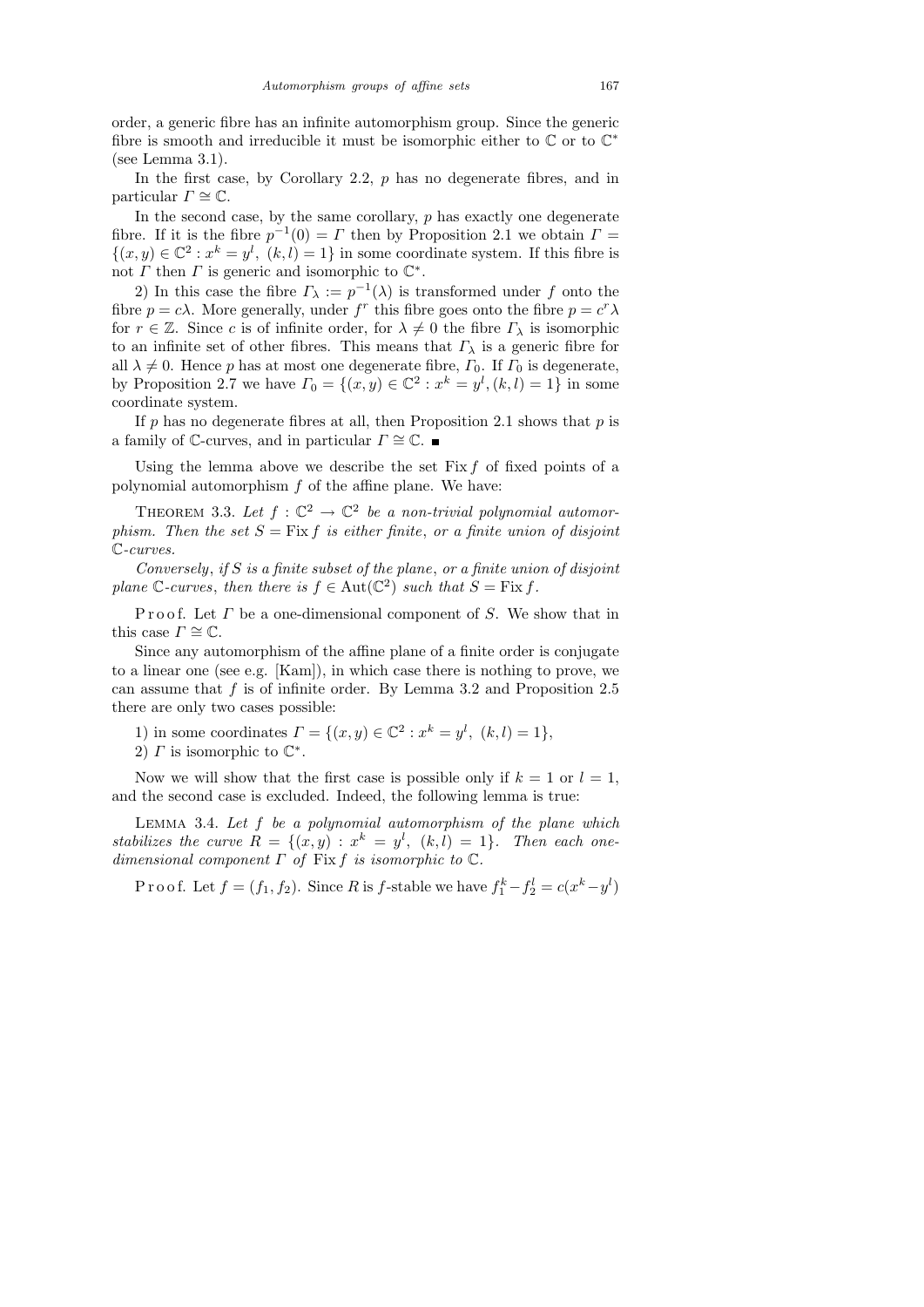order, a generic fibre has an infinite automorphism group. Since the generic fibre is smooth and irreducible it must be isomorphic either to $\mathbb{C}$ or to $\mathbb{C}^*$ (see Lemma 3.1).

In the first case, by Corollary 2.2, $p$ has no degenerate fibres, and in particular $\Gamma \cong \mathbb{C}$.

In the second case, by the same corollary, $p$ has exactly one degenerate fibre. If it is the fibre $p^{-1}(0) = \Gamma$ then by Proposition 2.1 we obtain $\Gamma = \{(x,y) \in \mathbb{C}^2 : x^k = y^l,\ (k,l) = 1\}$ in some coordinate system. If this fibre is not $\Gamma$ then $\Gamma$ is generic and isomorphic to $\mathbb{C}^*$.

2) In this case the fibre $\Gamma_\lambda := p^{-1}(\lambda)$ is transformed under $f$ onto the fibre $p = c\lambda$. More generally, under $f^r$ this fibre goes onto the fibre $p = c^r\lambda$ for $r \in \mathbb{Z}$. Since $c$ is of infinite order, for $\lambda \neq 0$ the fibre $\Gamma_\lambda$ is isomorphic to an infinite set of other fibres. This means that $\Gamma_\lambda$ is a generic fibre for all $\lambda \neq 0$. Hence $p$ has at most one degenerate fibre, $\Gamma_0$. If $\Gamma_0$ is degenerate, by Proposition 2.7 we have $\Gamma_0 = \{(x,y) \in \mathbb{C}^2 : x^k = y^l, (k,l) = 1\}$ in some coordinate system.

If $p$ has no degenerate fibres at all, then Proposition 2.1 shows that $p$ is a family of $\mathbb{C}$-curves, and in particular $\Gamma \cong \mathbb{C}$. ∎

Using the lemma above we describe the set $\operatorname{Fix} f$ of fixed points of a polynomial automorphism $f$ of the affine plane. We have:

THEOREM 3.3. *Let $f : \mathbb{C}^2 \to \mathbb{C}^2$ be a non-trivial polynomial automorphism. Then the set $S = \operatorname{Fix} f$ is either finite, or a finite union of disjoint $\mathbb{C}$-curves.*

*Conversely, if $S$ is a finite subset of the plane, or a finite union of disjoint plane $\mathbb{C}$-curves, then there is $f \in \operatorname{Aut}(\mathbb{C}^2)$ such that $S = \operatorname{Fix} f$.*

Proof. Let $\Gamma$ be a one-dimensional component of $S$. We show that in this case $\Gamma \cong \mathbb{C}$.

Since any automorphism of the affine plane of a finite order is conjugate to a linear one (see e.g. [Kam]), in which case there is nothing to prove, we can assume that $f$ is of infinite order. By Lemma 3.2 and Proposition 2.5 there are only two cases possible:

1) in some coordinates $\Gamma = \{(x,y) \in \mathbb{C}^2 : x^k = y^l,\ (k,l) = 1\}$,

2) $\Gamma$ is isomorphic to $\mathbb{C}^*$.

Now we will show that the first case is possible only if $k = 1$ or $l = 1$, and the second case is excluded. Indeed, the following lemma is true:

LEMMA 3.4. *Let $f$ be a polynomial automorphism of the plane which stabilizes the curve $R = \{(x,y) : x^k = y^l,\ (k,l) = 1\}$. Then each one-dimensional component $\Gamma$ of $\operatorname{Fix} f$ is isomorphic to $\mathbb{C}$.*

Proof. Let $f = (f_1, f_2)$. Since $R$ is $f$-stable we have $f_1^k - f_2^l = c(x^k - y^l)$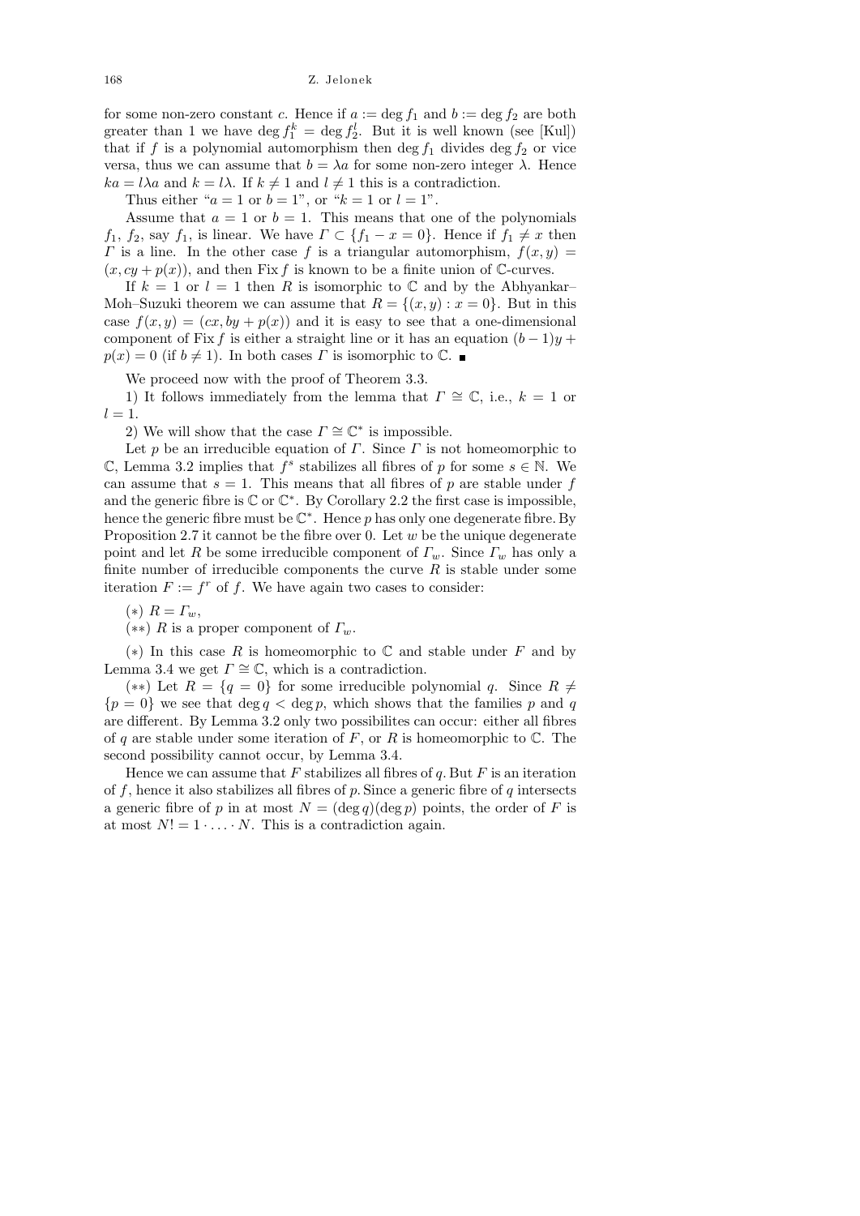for some non-zero constant $c$. Hence if $a := \deg f_1$ and $b := \deg f_2$ are both greater than 1 we have $\deg f_1^k = \deg f_2^l$. But it is well known (see [Kul]) that if $f$ is a polynomial automorphism then $\deg f_1$ divides $\deg f_2$ or vice versa, thus we can assume that $b = \lambda a$ for some non-zero integer $\lambda$. Hence $ka = l\lambda a$ and $k = l\lambda$. If $k \neq 1$ and $l \neq 1$ this is a contradiction.

Thus either "$a = 1$ or $b = 1$", or "$k = 1$ or $l = 1$".

Assume that $a = 1$ or $b = 1$. This means that one of the polynomials $f_1$, $f_2$, say $f_1$, is linear. We have $\Gamma \subset \{f_1 - x = 0\}$. Hence if $f_1 \neq x$ then $\Gamma$ is a line. In the other case $f$ is a triangular automorphism, $f(x, y) = (x, cy + p(x))$, and then $\operatorname{Fix} f$ is known to be a finite union of $\mathbb{C}$-curves.

If $k = 1$ or $l = 1$ then $R$ is isomorphic to $\mathbb{C}$ and by the Abhyankar–Moh–Suzuki theorem we can assume that $R = \{(x, y) : x = 0\}$. But in this case $f(x, y) = (cx, by + p(x))$ and it is easy to see that a one-dimensional component of $\operatorname{Fix} f$ is either a straight line or it has an equation $(b-1)y + p(x) = 0$ (if $b \neq 1$). In both cases $\Gamma$ is isomorphic to $\mathbb{C}$. ∎

We proceed now with the proof of Theorem 3.3.

1) It follows immediately from the lemma that $\Gamma \cong \mathbb{C}$, i.e., $k = 1$ or $l = 1$.

2) We will show that the case $\Gamma \cong \mathbb{C}^*$ is impossible.

Let $p$ be an irreducible equation of $\Gamma$. Since $\Gamma$ is not homeomorphic to $\mathbb{C}$, Lemma 3.2 implies that $f^s$ stabilizes all fibres of $p$ for some $s \in \mathbb{N}$. We can assume that $s = 1$. This means that all fibres of $p$ are stable under $f$ and the generic fibre is $\mathbb{C}$ or $\mathbb{C}^*$. By Corollary 2.2 the first case is impossible, hence the generic fibre must be $\mathbb{C}^*$. Hence $p$ has only one degenerate fibre. By Proposition 2.7 it cannot be the fibre over 0. Let $w$ be the unique degenerate point and let $R$ be some irreducible component of $\Gamma_w$. Since $\Gamma_w$ has only a finite number of irreducible components the curve $R$ is stable under some iteration $F := f^r$ of $f$. We have again two cases to consider:

(*) $R = \Gamma_w$,

(**) $R$ is a proper component of $\Gamma_w$.

(*) In this case $R$ is homeomorphic to $\mathbb{C}$ and stable under $F$ and by Lemma 3.4 we get $\Gamma \cong \mathbb{C}$, which is a contradiction.

(**) Let $R = \{q = 0\}$ for some irreducible polynomial $q$. Since $R \neq \{p = 0\}$ we see that $\deg q < \deg p$, which shows that the families $p$ and $q$ are different. By Lemma 3.2 only two possibilites can occur: either all fibres of $q$ are stable under some iteration of $F$, or $R$ is homeomorphic to $\mathbb{C}$. The second possibility cannot occur, by Lemma 3.4.

Hence we can assume that $F$ stabilizes all fibres of $q$. But $F$ is an iteration of $f$, hence it also stabilizes all fibres of $p$. Since a generic fibre of $q$ intersects a generic fibre of $p$ in at most $N = (\deg q)(\deg p)$ points, the order of $F$ is at most $N! = 1 \cdot \ldots \cdot N$. This is a contradiction again.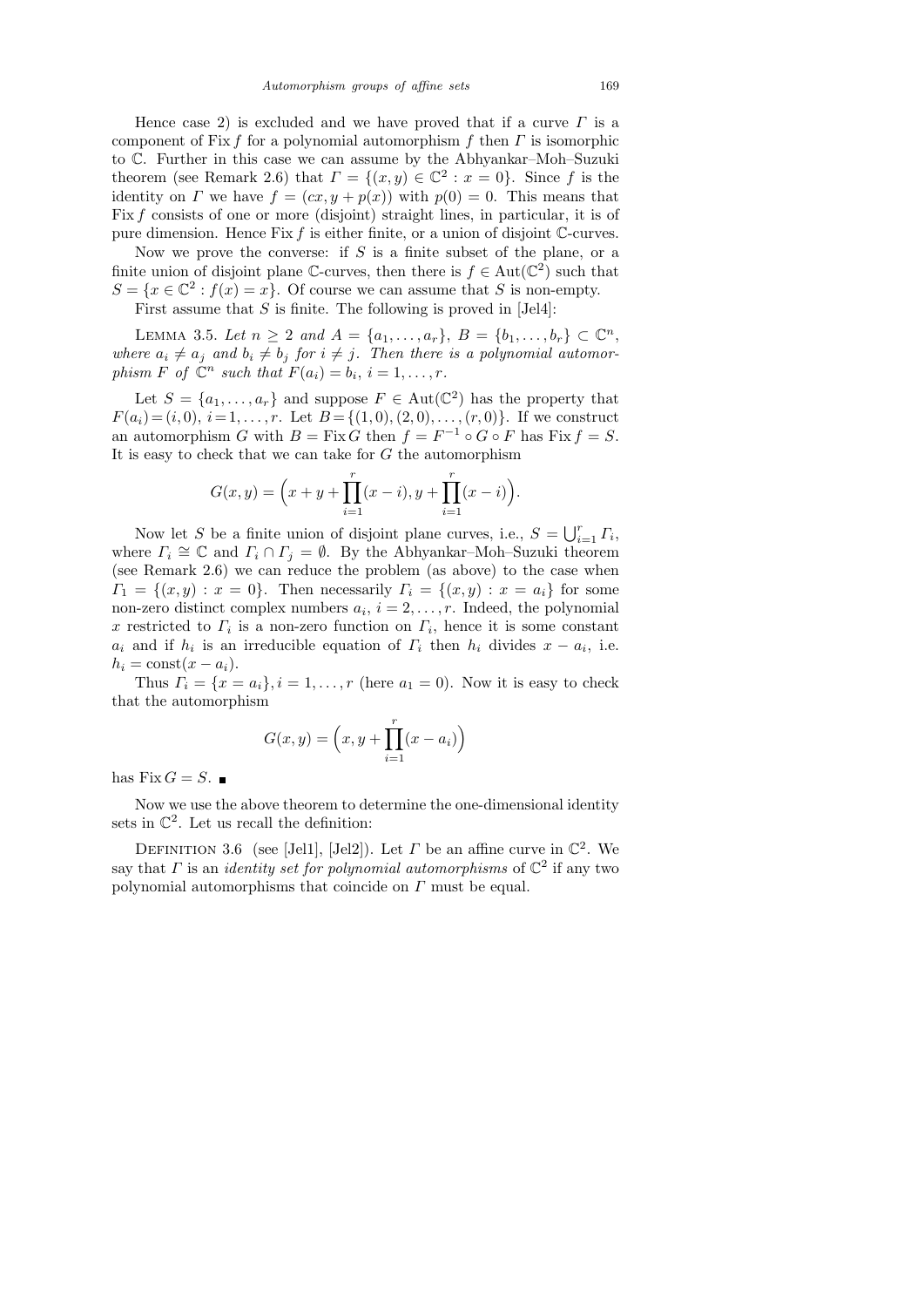Hence case 2) is excluded and we have proved that if a curve $\Gamma$ is a component of $\operatorname{Fix} f$ for a polynomial automorphism $f$ then $\Gamma$ is isomorphic to $\mathbb{C}$. Further in this case we can assume by the Abhyankar–Moh–Suzuki theorem (see Remark 2.6) that $\Gamma = \{(x, y) \in \mathbb{C}^2 : x = 0\}$. Since $f$ is the identity on $\Gamma$ we have $f = (cx, y + p(x))$ with $p(0) = 0$. This means that $\operatorname{Fix} f$ consists of one or more (disjoint) straight lines, in particular, it is of pure dimension. Hence $\operatorname{Fix} f$ is either finite, or a union of disjoint $\mathbb{C}$-curves.

Now we prove the converse: if $S$ is a finite subset of the plane, or a finite union of disjoint plane $\mathbb{C}$-curves, then there is $f \in \operatorname{Aut}(\mathbb{C}^2)$ such that $S = \{x \in \mathbb{C}^2 : f(x) = x\}$. Of course we can assume that $S$ is non-empty.

First assume that $S$ is finite. The following is proved in [Jel4]:

Lemma 3.5. *Let $n \geq 2$ and $A = \{a_1, \ldots, a_r\}$, $B = \{b_1, \ldots, b_r\} \subset \mathbb{C}^n$, where $a_i \neq a_j$ and $b_i \neq b_j$ for $i \neq j$. Then there is a polynomial automorphism $F$ of $\mathbb{C}^n$ such that $F(a_i) = b_i$, $i = 1, \ldots, r$.*

Let $S = \{a_1, \ldots, a_r\}$ and suppose $F \in \operatorname{Aut}(\mathbb{C}^2)$ has the property that $F(a_i) = (i, 0)$, $i = 1, \ldots, r$. Let $B = \{(1, 0), (2, 0), \ldots, (r, 0)\}$. If we construct an automorphism $G$ with $B = \operatorname{Fix} G$ then $f = F^{-1} \circ G \circ F$ has $\operatorname{Fix} f = S$. It is easy to check that we can take for $G$ the automorphism

$$G(x, y) = \Big(x + y + \prod_{i=1}^{r}(x - i), y + \prod_{i=1}^{r}(x - i)\Big).$$

Now let $S$ be a finite union of disjoint plane curves, i.e., $S = \bigcup_{i=1}^{r} \Gamma_i$, where $\Gamma_i \cong \mathbb{C}$ and $\Gamma_i \cap \Gamma_j = \emptyset$. By the Abhyankar–Moh–Suzuki theorem (see Remark 2.6) we can reduce the problem (as above) to the case when $\Gamma_1 = \{(x, y) : x = 0\}$. Then necessarily $\Gamma_i = \{(x, y) : x = a_i\}$ for some non-zero distinct complex numbers $a_i$, $i = 2, \ldots, r$. Indeed, the polynomial $x$ restricted to $\Gamma_i$ is a non-zero function on $\Gamma_i$, hence it is some constant $a_i$ and if $h_i$ is an irreducible equation of $\Gamma_i$ then $h_i$ divides $x - a_i$, i.e. $h_i = \mathrm{const}(x - a_i)$.

Thus $\Gamma_i = \{x = a_i\}, i = 1, \ldots, r$ (here $a_1 = 0$). Now it is easy to check that the automorphism

$$G(x, y) = \Big(x, y + \prod_{i=1}^{r}(x - a_i)\Big)$$

has $\operatorname{Fix} G = S$. ∎

Now we use the above theorem to determine the one-dimensional identity sets in $\mathbb{C}^2$. Let us recall the definition:

Definition 3.6 (see [Jel1], [Jel2]). Let $\Gamma$ be an affine curve in $\mathbb{C}^2$. We say that $\Gamma$ is an *identity set for polynomial automorphisms* of $\mathbb{C}^2$ if any two polynomial automorphisms that coincide on $\Gamma$ must be equal.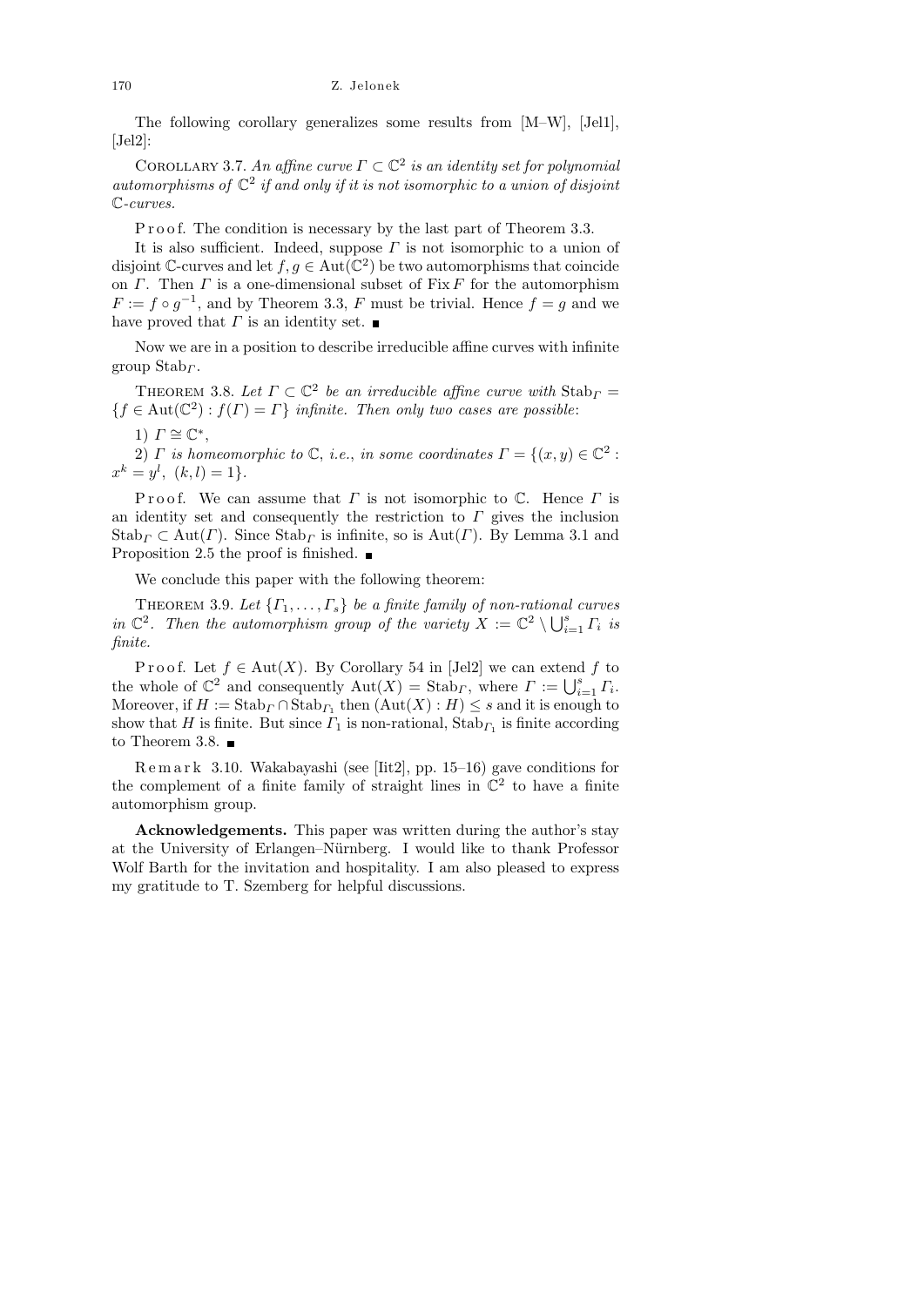The following corollary generalizes some results from [M–W], [Jel1], [Jel2]:

COROLLARY 3.7. *An affine curve $\Gamma \subset \mathbb{C}^2$ is an identity set for polynomial automorphisms of $\mathbb{C}^2$ if and only if it is not isomorphic to a union of disjoint $\mathbb{C}$-curves.*

Proof. The condition is necessary by the last part of Theorem 3.3.

It is also sufficient. Indeed, suppose $\Gamma$ is not isomorphic to a union of disjoint $\mathbb{C}$-curves and let $f, g \in \mathrm{Aut}(\mathbb{C}^2)$ be two automorphisms that coincide on $\Gamma$. Then $\Gamma$ is a one-dimensional subset of $\mathrm{Fix}\, F$ for the automorphism $F := f \circ g^{-1}$, and by Theorem 3.3, $F$ must be trivial. Hence $f = g$ and we have proved that $\Gamma$ is an identity set. ■

Now we are in a position to describe irreducible affine curves with infinite group $\mathrm{Stab}_\Gamma$.

THEOREM 3.8. *Let $\Gamma \subset \mathbb{C}^2$ be an irreducible affine curve with $\mathrm{Stab}_\Gamma = \{f \in \mathrm{Aut}(\mathbb{C}^2) : f(\Gamma) = \Gamma\}$ infinite. Then only two cases are possible*:

1) $\Gamma \cong \mathbb{C}^*$,

2) $\Gamma$ *is homeomorphic to* $\mathbb{C}$, *i.e., in some coordinates* $\Gamma = \{(x, y) \in \mathbb{C}^2 : x^k = y^l,\ (k, l) = 1\}$.

Proof. We can assume that $\Gamma$ is not isomorphic to $\mathbb{C}$. Hence $\Gamma$ is an identity set and consequently the restriction to $\Gamma$ gives the inclusion $\mathrm{Stab}_\Gamma \subset \mathrm{Aut}(\Gamma)$. Since $\mathrm{Stab}_\Gamma$ is infinite, so is $\mathrm{Aut}(\Gamma)$. By Lemma 3.1 and Proposition 2.5 the proof is finished. ■

We conclude this paper with the following theorem:

THEOREM 3.9. *Let $\{\Gamma_1, \ldots, \Gamma_s\}$ be a finite family of non-rational curves in $\mathbb{C}^2$. Then the automorphism group of the variety $X := \mathbb{C}^2 \setminus \bigcup_{i=1}^s \Gamma_i$ is finite.*

Proof. Let $f \in \mathrm{Aut}(X)$. By Corollary 54 in [Jel2] we can extend $f$ to the whole of $\mathbb{C}^2$ and consequently $\mathrm{Aut}(X) = \mathrm{Stab}_\Gamma$, where $\Gamma := \bigcup_{i=1}^s \Gamma_i$. Moreover, if $H := \mathrm{Stab}_\Gamma \cap \mathrm{Stab}_{\Gamma_1}$ then $(\mathrm{Aut}(X) : H) \le s$ and it is enough to show that $H$ is finite. But since $\Gamma_1$ is non-rational, $\mathrm{Stab}_{\Gamma_1}$ is finite according to Theorem 3.8. ■

Remark 3.10. Wakabayashi (see [Iit2], pp. 15–16) gave conditions for the complement of a finite family of straight lines in $\mathbb{C}^2$ to have a finite automorphism group.

**Acknowledgements.** This paper was written during the author's stay at the University of Erlangen–Nürnberg. I would like to thank Professor Wolf Barth for the invitation and hospitality. I am also pleased to express my gratitude to T. Szemberg for helpful discussions.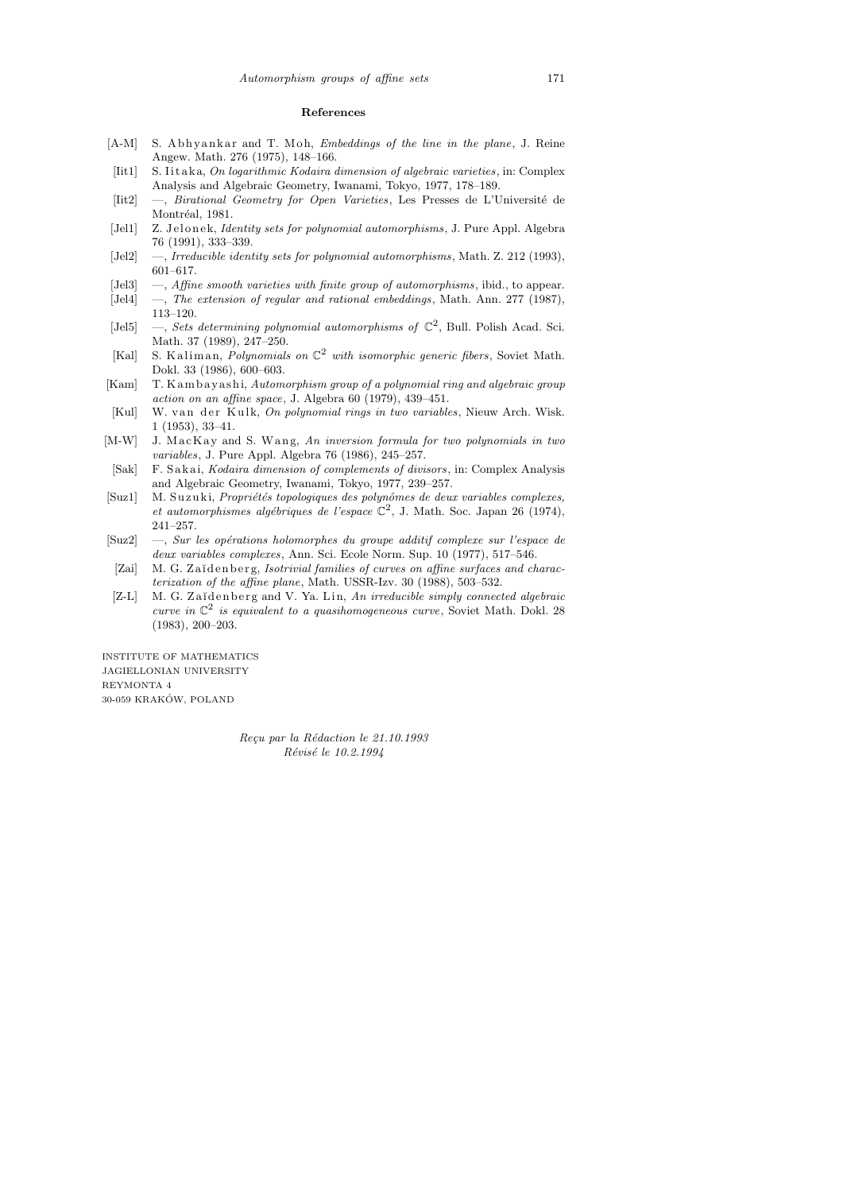**References**

[A-M] S. Abhyankar and T. Moh, *Embeddings of the line in the plane*, J. Reine Angew. Math. 276 (1975), 148–166.

[Iit1] S. Iitaka, *On logarithmic Kodaira dimension of algebraic varieties*, in: Complex Analysis and Algebraic Geometry, Iwanami, Tokyo, 1977, 178–189.

[Iit2] —, *Birational Geometry for Open Varieties*, Les Presses de L'Université de Montréal, 1981.

[Jel1] Z. Jelonek, *Identity sets for polynomial automorphisms*, J. Pure Appl. Algebra 76 (1991), 333–339.

[Jel2] —, *Irreducible identity sets for polynomial automorphisms*, Math. Z. 212 (1993), 601–617.

[Jel3] —, *Affine smooth varieties with finite group of automorphisms*, ibid., to appear.

[Jel4] —, *The extension of regular and rational embeddings*, Math. Ann. 277 (1987), 113–120.

[Jel5] —, *Sets determining polynomial automorphisms of* $\mathbb{C}^2$, Bull. Polish Acad. Sci. Math. 37 (1989), 247–250.

[Kal] S. Kaliman, *Polynomials on* $\mathbb{C}^2$ *with isomorphic generic fibers*, Soviet Math. Dokl. 33 (1986), 600–603.

[Kam] T. Kambayashi, *Automorphism group of a polynomial ring and algebraic group action on an affine space*, J. Algebra 60 (1979), 439–451.

[Kul] W. van der Kulk, *On polynomial rings in two variables*, Nieuw Arch. Wisk. 1 (1953), 33–41.

[M-W] J. MacKay and S. Wang, *An inversion formula for two polynomials in two variables*, J. Pure Appl. Algebra 76 (1986), 245–257.

[Sak] F. Sakai, *Kodaira dimension of complements of divisors*, in: Complex Analysis and Algebraic Geometry, Iwanami, Tokyo, 1977, 239–257.

[Suz1] M. Suzuki, *Propriétés topologiques des polynômes de deux variables complexes, et automorphismes algébriques de l'espace* $\mathbb{C}^2$, J. Math. Soc. Japan 26 (1974), 241–257.

[Suz2] —, *Sur les opérations holomorphes du groupe additif complexe sur l'espace de deux variables complexes*, Ann. Sci. Ecole Norm. Sup. 10 (1977), 517–546.

[Zai] M. G. Zaĭdenberg, *Isotrivial families of curves on affine surfaces and characterization of the affine plane*, Math. USSR-Izv. 30 (1988), 503–532.

[Z-L] M. G. Zaĭdenberg and V. Ya. Lin, *An irreducible simply connected algebraic curve in* $\mathbb{C}^2$ *is equivalent to a quasihomogeneous curve*, Soviet Math. Dokl. 28 (1983), 200–203.

INSTITUTE OF MATHEMATICS
JAGIELLONIAN UNIVERSITY
REYMONTA 4
30-059 KRAKÓW, POLAND

*Reçu par la Rédaction le 21.10.1993*
*Révisé le 10.2.1994*